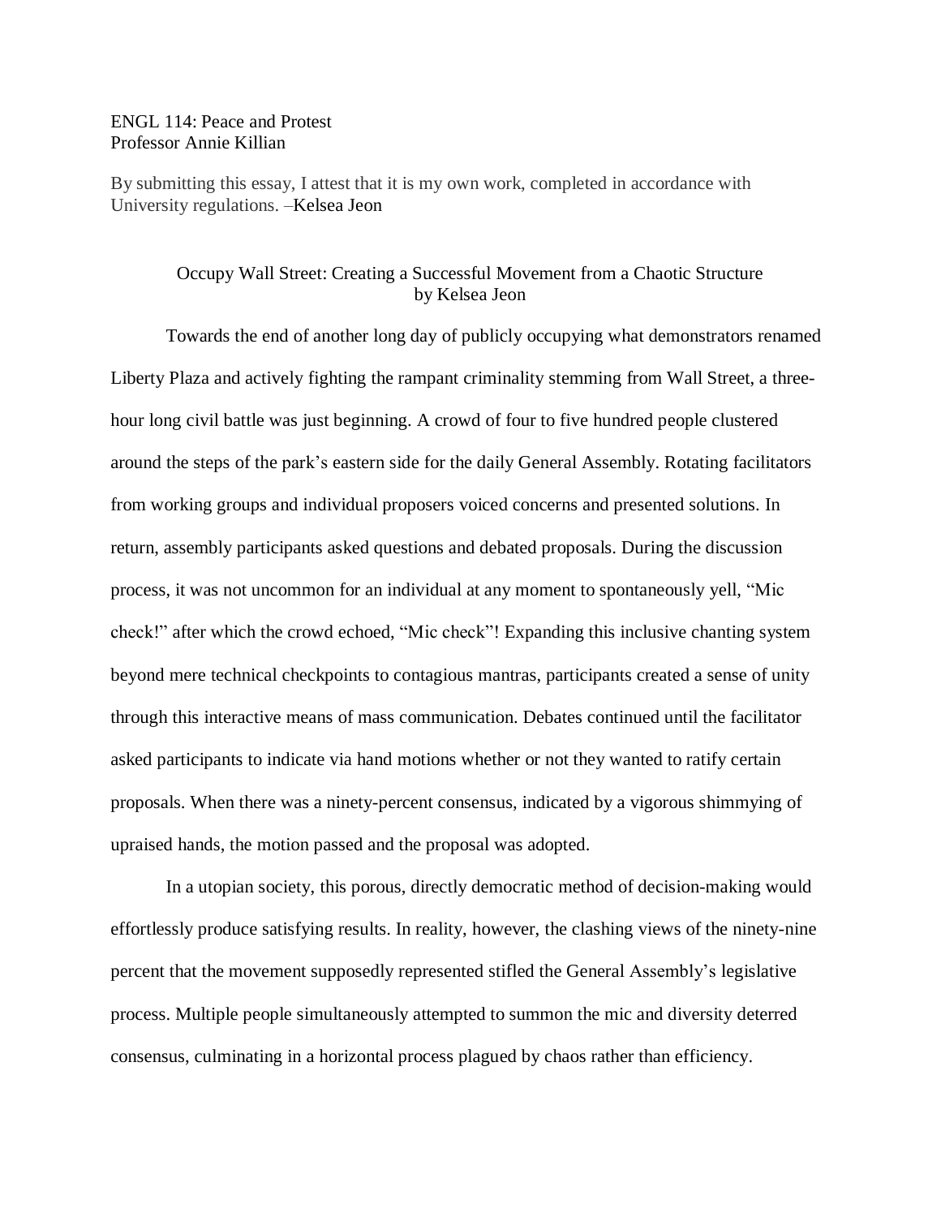ENGL 114: Peace and Protest
Professor Annie Killian

By submitting this essay, I attest that it is my own work, completed in accordance with University regulations. –Kelsea Jeon

# Occupy Wall Street: Creating a Successful Movement from a Chaotic Structure

by Kelsea Jeon

Towards the end of another long day of publicly occupying what demonstrators renamed Liberty Plaza and actively fighting the rampant criminality stemming from Wall Street, a three-hour long civil battle was just beginning. A crowd of four to five hundred people clustered around the steps of the park's eastern side for the daily General Assembly. Rotating facilitators from working groups and individual proposers voiced concerns and presented solutions. In return, assembly participants asked questions and debated proposals. During the discussion process, it was not uncommon for an individual at any moment to spontaneously yell, "Mic check!" after which the crowd echoed, "Mic check"! Expanding this inclusive chanting system beyond mere technical checkpoints to contagious mantras, participants created a sense of unity through this interactive means of mass communication. Debates continued until the facilitator asked participants to indicate via hand motions whether or not they wanted to ratify certain proposals. When there was a ninety-percent consensus, indicated by a vigorous shimmying of upraised hands, the motion passed and the proposal was adopted.

In a utopian society, this porous, directly democratic method of decision-making would effortlessly produce satisfying results. In reality, however, the clashing views of the ninety-nine percent that the movement supposedly represented stifled the General Assembly's legislative process. Multiple people simultaneously attempted to summon the mic and diversity deterred consensus, culminating in a horizontal process plagued by chaos rather than efficiency.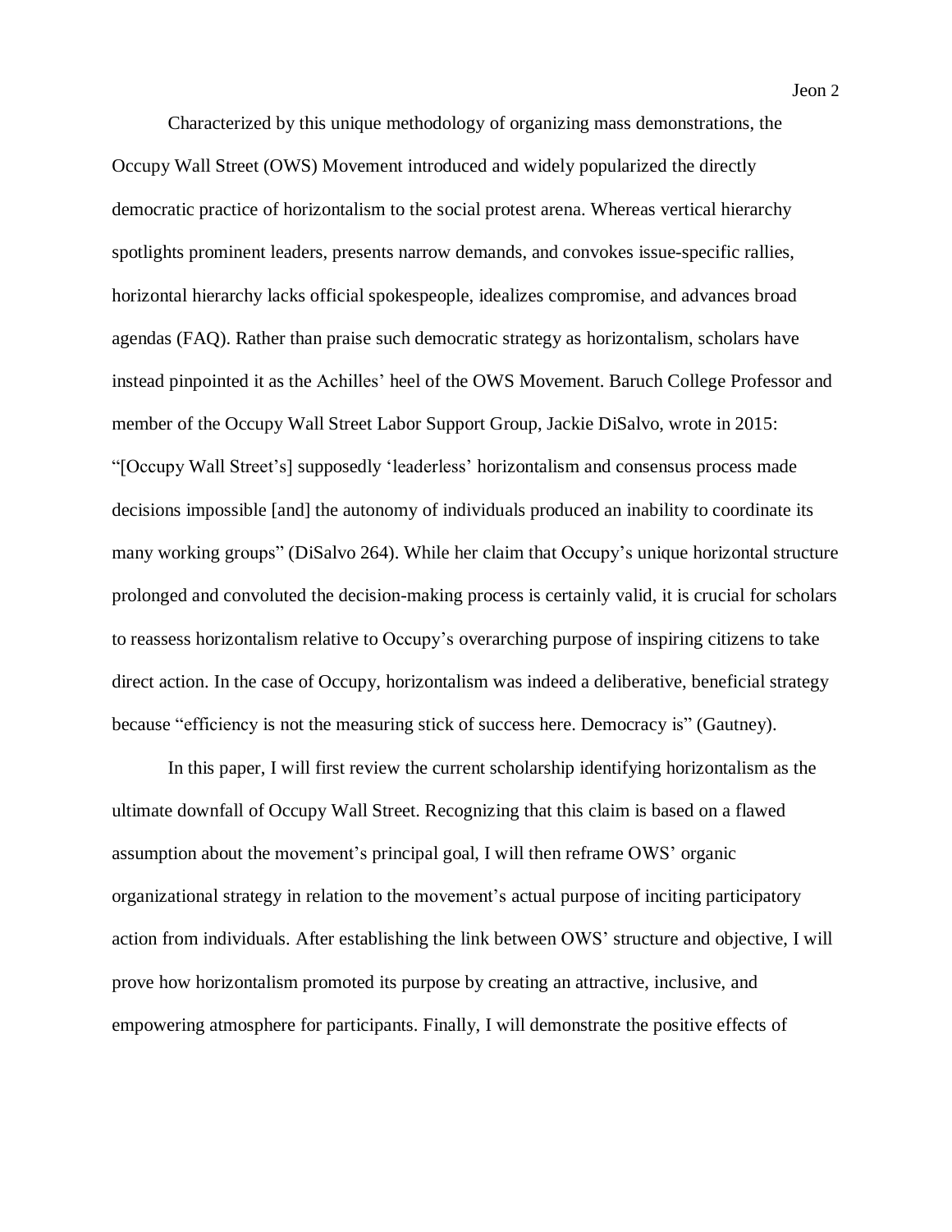Characterized by this unique methodology of organizing mass demonstrations, the Occupy Wall Street (OWS) Movement introduced and widely popularized the directly democratic practice of horizontalism to the social protest arena. Whereas vertical hierarchy spotlights prominent leaders, presents narrow demands, and convokes issue-specific rallies, horizontal hierarchy lacks official spokespeople, idealizes compromise, and advances broad agendas (FAQ). Rather than praise such democratic strategy as horizontalism, scholars have instead pinpointed it as the Achilles' heel of the OWS Movement. Baruch College Professor and member of the Occupy Wall Street Labor Support Group, Jackie DiSalvo, wrote in 2015: "[Occupy Wall Street's] supposedly 'leaderless' horizontalism and consensus process made decisions impossible [and] the autonomy of individuals produced an inability to coordinate its many working groups" (DiSalvo 264). While her claim that Occupy's unique horizontal structure prolonged and convoluted the decision-making process is certainly valid, it is crucial for scholars to reassess horizontalism relative to Occupy's overarching purpose of inspiring citizens to take direct action. In the case of Occupy, horizontalism was indeed a deliberative, beneficial strategy because "efficiency is not the measuring stick of success here. Democracy is" (Gautney).

In this paper, I will first review the current scholarship identifying horizontalism as the ultimate downfall of Occupy Wall Street. Recognizing that this claim is based on a flawed assumption about the movement's principal goal, I will then reframe OWS' organic organizational strategy in relation to the movement's actual purpose of inciting participatory action from individuals. After establishing the link between OWS' structure and objective, I will prove how horizontalism promoted its purpose by creating an attractive, inclusive, and empowering atmosphere for participants. Finally, I will demonstrate the positive effects of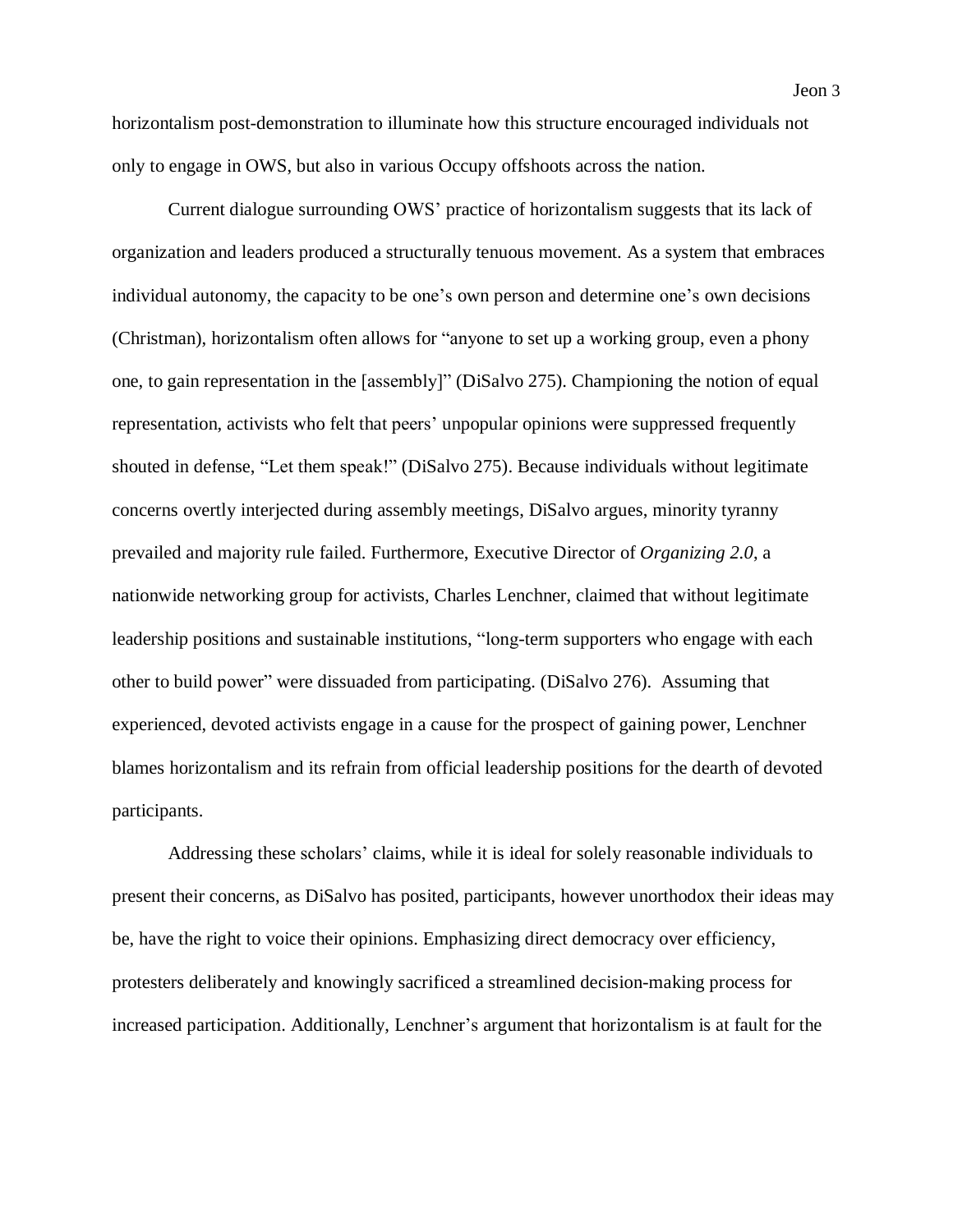horizontalism post-demonstration to illuminate how this structure encouraged individuals not only to engage in OWS, but also in various Occupy offshoots across the nation.

Current dialogue surrounding OWS' practice of horizontalism suggests that its lack of organization and leaders produced a structurally tenuous movement. As a system that embraces individual autonomy, the capacity to be one's own person and determine one's own decisions (Christman), horizontalism often allows for "anyone to set up a working group, even a phony one, to gain representation in the [assembly]" (DiSalvo 275). Championing the notion of equal representation, activists who felt that peers' unpopular opinions were suppressed frequently shouted in defense, "Let them speak!" (DiSalvo 275). Because individuals without legitimate concerns overtly interjected during assembly meetings, DiSalvo argues, minority tyranny prevailed and majority rule failed. Furthermore, Executive Director of *Organizing 2.0*, a nationwide networking group for activists, Charles Lenchner, claimed that without legitimate leadership positions and sustainable institutions, "long-term supporters who engage with each other to build power" were dissuaded from participating. (DiSalvo 276). Assuming that experienced, devoted activists engage in a cause for the prospect of gaining power, Lenchner blames horizontalism and its refrain from official leadership positions for the dearth of devoted participants.

Addressing these scholars' claims, while it is ideal for solely reasonable individuals to present their concerns, as DiSalvo has posited, participants, however unorthodox their ideas may be, have the right to voice their opinions. Emphasizing direct democracy over efficiency, protesters deliberately and knowingly sacrificed a streamlined decision-making process for increased participation. Additionally, Lenchner's argument that horizontalism is at fault for the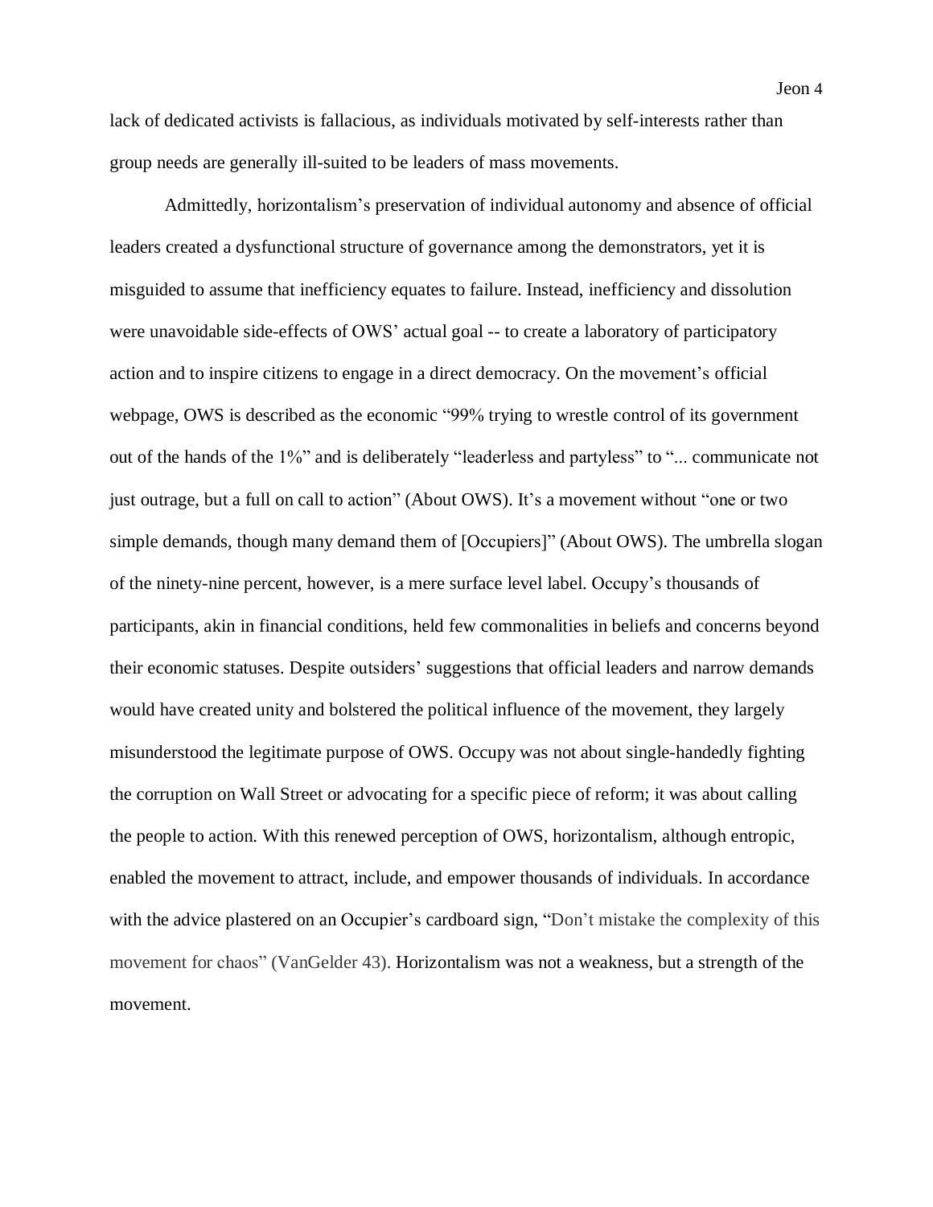lack of dedicated activists is fallacious, as individuals motivated by self-interests rather than group needs are generally ill-suited to be leaders of mass movements.

Admittedly, horizontalism's preservation of individual autonomy and absence of official leaders created a dysfunctional structure of governance among the demonstrators, yet it is misguided to assume that inefficiency equates to failure. Instead, inefficiency and dissolution were unavoidable side-effects of OWS' actual goal -- to create a laboratory of participatory action and to inspire citizens to engage in a direct democracy. On the movement's official webpage, OWS is described as the economic "99% trying to wrestle control of its government out of the hands of the 1%" and is deliberately "leaderless and partyless" to "... communicate not just outrage, but a full on call to action" (About OWS). It's a movement without "one or two simple demands, though many demand them of [Occupiers]" (About OWS). The umbrella slogan of the ninety-nine percent, however, is a mere surface level label. Occupy's thousands of participants, akin in financial conditions, held few commonalities in beliefs and concerns beyond their economic statuses. Despite outsiders' suggestions that official leaders and narrow demands would have created unity and bolstered the political influence of the movement, they largely misunderstood the legitimate purpose of OWS. Occupy was not about single-handedly fighting the corruption on Wall Street or advocating for a specific piece of reform; it was about calling the people to action. With this renewed perception of OWS, horizontalism, although entropic, enabled the movement to attract, include, and empower thousands of individuals. In accordance with the advice plastered on an Occupier's cardboard sign, "Don't mistake the complexity of this movement for chaos" (VanGelder 43). Horizontalism was not a weakness, but a strength of the movement.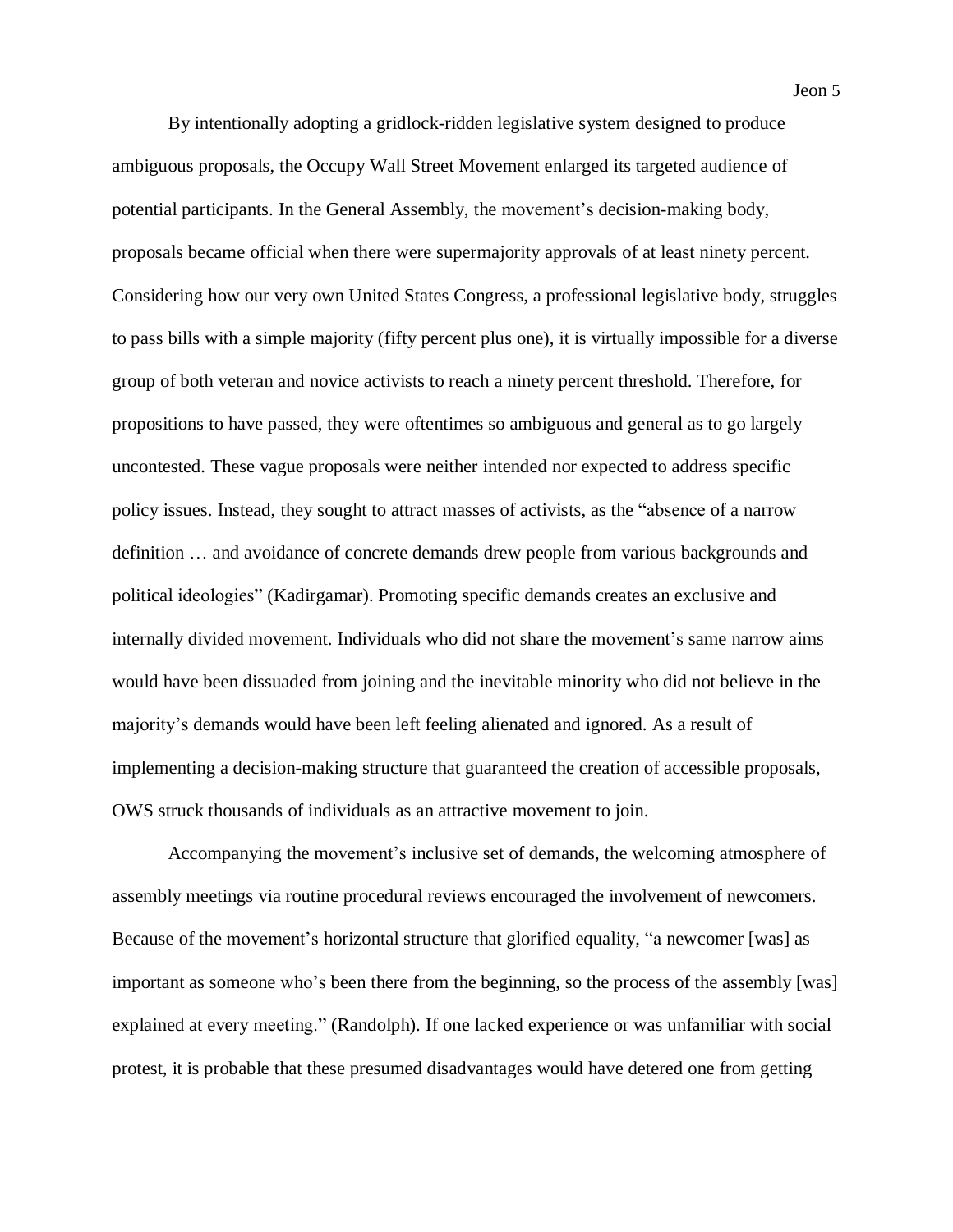By intentionally adopting a gridlock-ridden legislative system designed to produce ambiguous proposals, the Occupy Wall Street Movement enlarged its targeted audience of potential participants. In the General Assembly, the movement's decision-making body, proposals became official when there were supermajority approvals of at least ninety percent. Considering how our very own United States Congress, a professional legislative body, struggles to pass bills with a simple majority (fifty percent plus one), it is virtually impossible for a diverse group of both veteran and novice activists to reach a ninety percent threshold. Therefore, for propositions to have passed, they were oftentimes so ambiguous and general as to go largely uncontested. These vague proposals were neither intended nor expected to address specific policy issues. Instead, they sought to attract masses of activists, as the "absence of a narrow definition … and avoidance of concrete demands drew people from various backgrounds and political ideologies" (Kadirgamar). Promoting specific demands creates an exclusive and internally divided movement. Individuals who did not share the movement's same narrow aims would have been dissuaded from joining and the inevitable minority who did not believe in the majority's demands would have been left feeling alienated and ignored. As a result of implementing a decision-making structure that guaranteed the creation of accessible proposals, OWS struck thousands of individuals as an attractive movement to join.

Accompanying the movement's inclusive set of demands, the welcoming atmosphere of assembly meetings via routine procedural reviews encouraged the involvement of newcomers. Because of the movement's horizontal structure that glorified equality, "a newcomer [was] as important as someone who's been there from the beginning, so the process of the assembly [was] explained at every meeting." (Randolph). If one lacked experience or was unfamiliar with social protest, it is probable that these presumed disadvantages would have detered one from getting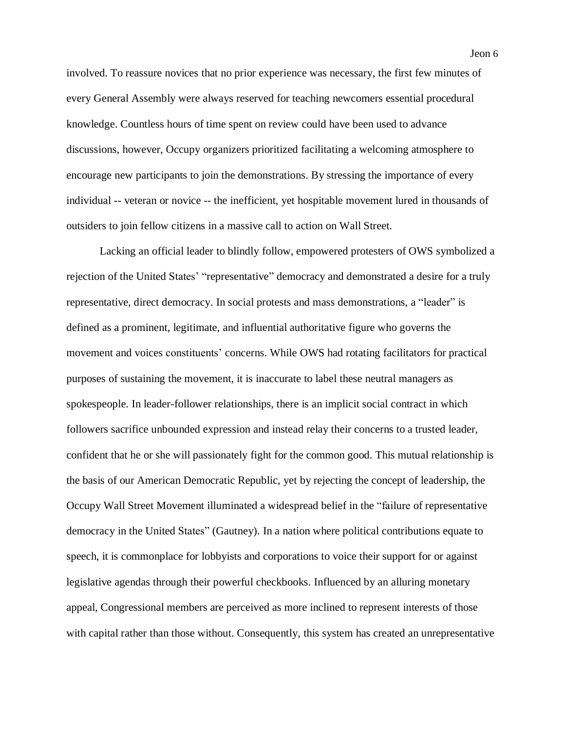involved. To reassure novices that no prior experience was necessary, the first few minutes of every General Assembly were always reserved for teaching newcomers essential procedural knowledge. Countless hours of time spent on review could have been used to advance discussions, however, Occupy organizers prioritized facilitating a welcoming atmosphere to encourage new participants to join the demonstrations. By stressing the importance of every individual -- veteran or novice -- the inefficient, yet hospitable movement lured in thousands of outsiders to join fellow citizens in a massive call to action on Wall Street.

Lacking an official leader to blindly follow, empowered protesters of OWS symbolized a rejection of the United States' "representative" democracy and demonstrated a desire for a truly representative, direct democracy. In social protests and mass demonstrations, a "leader" is defined as a prominent, legitimate, and influential authoritative figure who governs the movement and voices constituents' concerns. While OWS had rotating facilitators for practical purposes of sustaining the movement, it is inaccurate to label these neutral managers as spokespeople. In leader-follower relationships, there is an implicit social contract in which followers sacrifice unbounded expression and instead relay their concerns to a trusted leader, confident that he or she will passionately fight for the common good. This mutual relationship is the basis of our American Democratic Republic, yet by rejecting the concept of leadership, the Occupy Wall Street Movement illuminated a widespread belief in the "failure of representative democracy in the United States" (Gautney). In a nation where political contributions equate to speech, it is commonplace for lobbyists and corporations to voice their support for or against legislative agendas through their powerful checkbooks. Influenced by an alluring monetary appeal, Congressional members are perceived as more inclined to represent interests of those with capital rather than those without. Consequently, this system has created an unrepresentative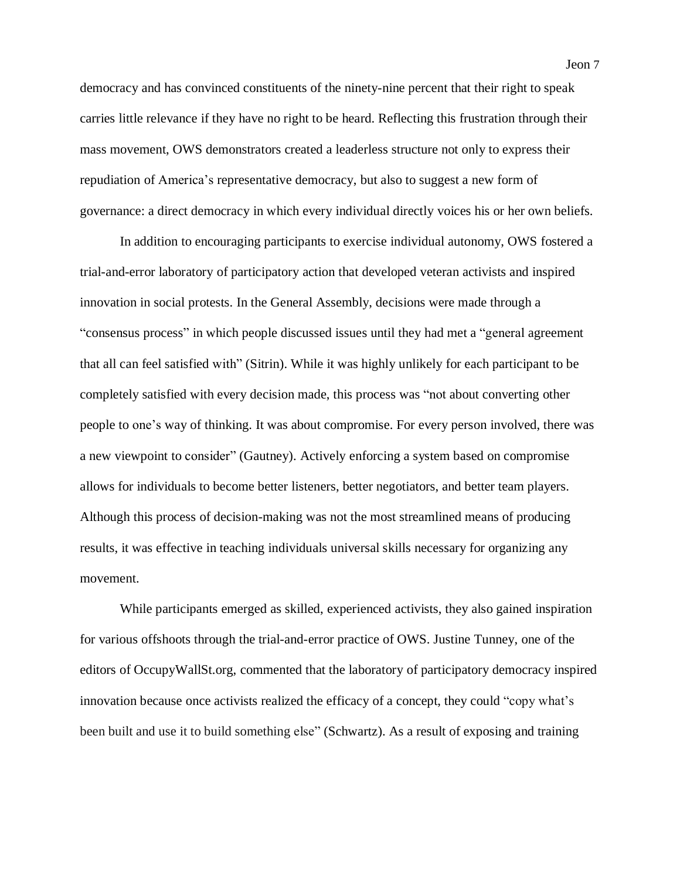democracy and has convinced constituents of the ninety-nine percent that their right to speak carries little relevance if they have no right to be heard. Reflecting this frustration through their mass movement, OWS demonstrators created a leaderless structure not only to express their repudiation of America's representative democracy, but also to suggest a new form of governance: a direct democracy in which every individual directly voices his or her own beliefs.

In addition to encouraging participants to exercise individual autonomy, OWS fostered a trial-and-error laboratory of participatory action that developed veteran activists and inspired innovation in social protests. In the General Assembly, decisions were made through a "consensus process" in which people discussed issues until they had met a "general agreement that all can feel satisfied with" (Sitrin). While it was highly unlikely for each participant to be completely satisfied with every decision made, this process was "not about converting other people to one's way of thinking. It was about compromise. For every person involved, there was a new viewpoint to consider" (Gautney). Actively enforcing a system based on compromise allows for individuals to become better listeners, better negotiators, and better team players. Although this process of decision-making was not the most streamlined means of producing results, it was effective in teaching individuals universal skills necessary for organizing any movement.

While participants emerged as skilled, experienced activists, they also gained inspiration for various offshoots through the trial-and-error practice of OWS. Justine Tunney, one of the editors of OccupyWallSt.org, commented that the laboratory of participatory democracy inspired innovation because once activists realized the efficacy of a concept, they could "copy what's been built and use it to build something else" (Schwartz). As a result of exposing and training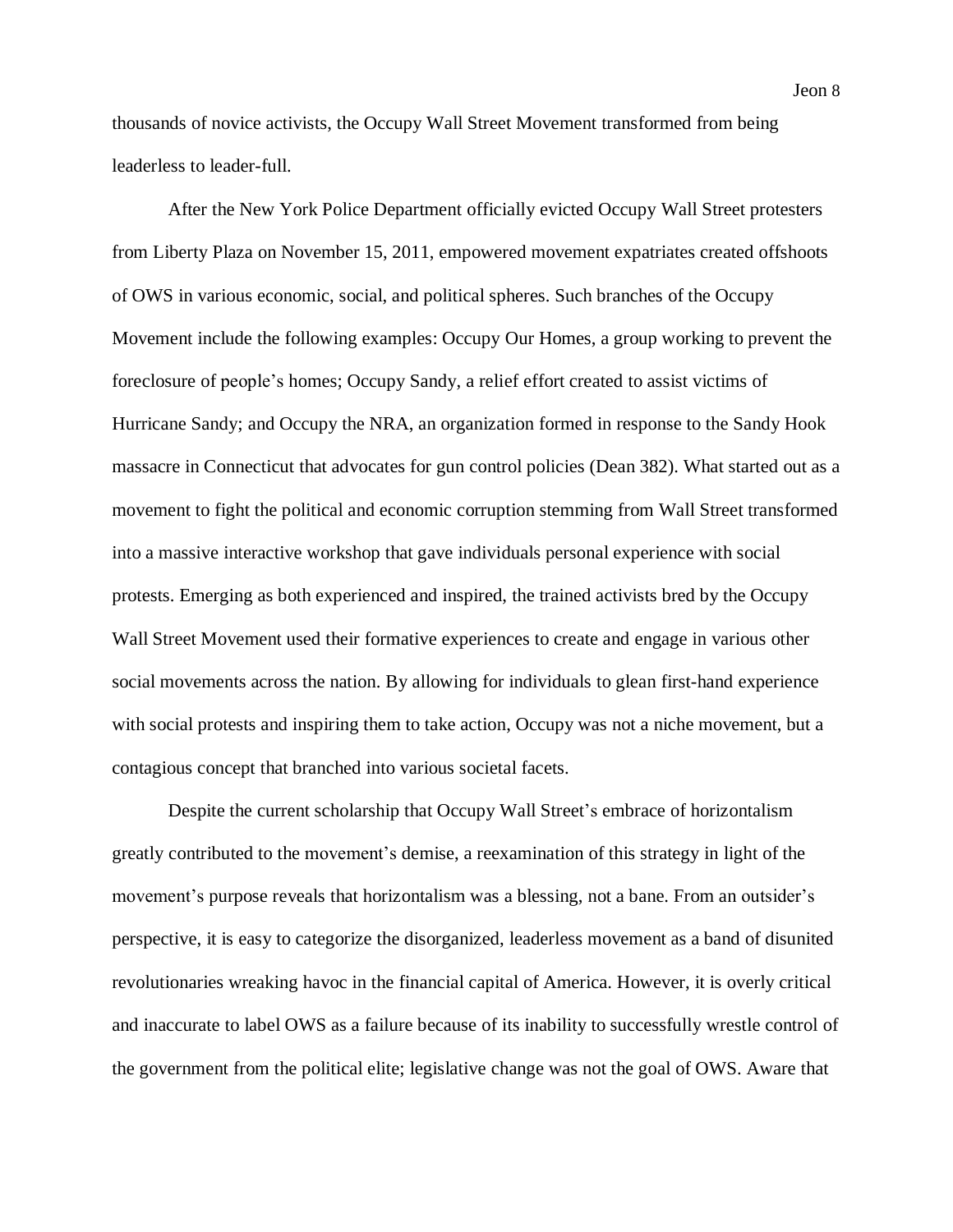thousands of novice activists, the Occupy Wall Street Movement transformed from being leaderless to leader-full.

After the New York Police Department officially evicted Occupy Wall Street protesters from Liberty Plaza on November 15, 2011, empowered movement expatriates created offshoots of OWS in various economic, social, and political spheres. Such branches of the Occupy Movement include the following examples: Occupy Our Homes, a group working to prevent the foreclosure of people's homes; Occupy Sandy, a relief effort created to assist victims of Hurricane Sandy; and Occupy the NRA, an organization formed in response to the Sandy Hook massacre in Connecticut that advocates for gun control policies (Dean 382). What started out as a movement to fight the political and economic corruption stemming from Wall Street transformed into a massive interactive workshop that gave individuals personal experience with social protests. Emerging as both experienced and inspired, the trained activists bred by the Occupy Wall Street Movement used their formative experiences to create and engage in various other social movements across the nation. By allowing for individuals to glean first-hand experience with social protests and inspiring them to take action, Occupy was not a niche movement, but a contagious concept that branched into various societal facets.

Despite the current scholarship that Occupy Wall Street's embrace of horizontalism greatly contributed to the movement's demise, a reexamination of this strategy in light of the movement's purpose reveals that horizontalism was a blessing, not a bane. From an outsider's perspective, it is easy to categorize the disorganized, leaderless movement as a band of disunited revolutionaries wreaking havoc in the financial capital of America. However, it is overly critical and inaccurate to label OWS as a failure because of its inability to successfully wrestle control of the government from the political elite; legislative change was not the goal of OWS. Aware that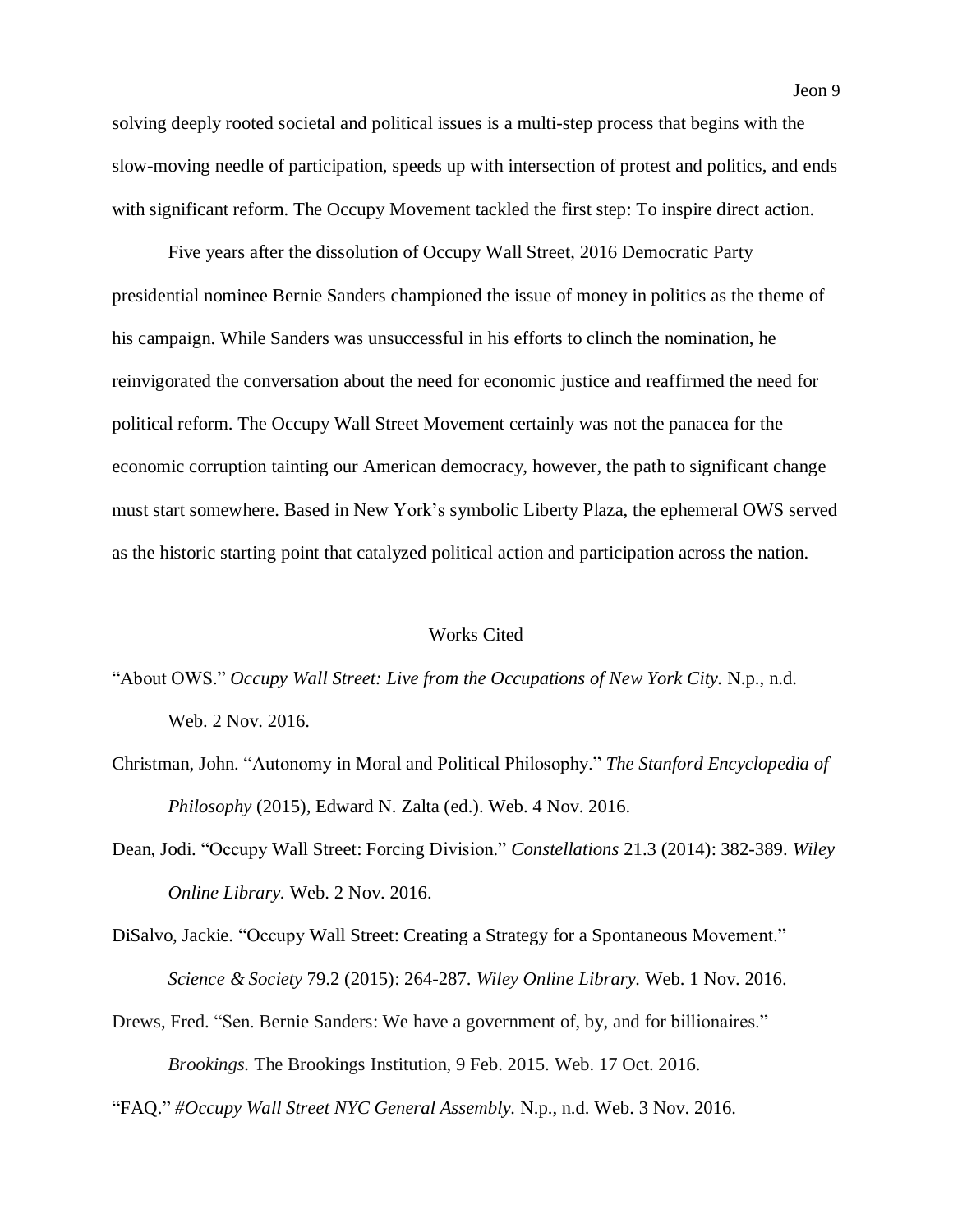solving deeply rooted societal and political issues is a multi-step process that begins with the slow-moving needle of participation, speeds up with intersection of protest and politics, and ends with significant reform. The Occupy Movement tackled the first step: To inspire direct action.

Five years after the dissolution of Occupy Wall Street, 2016 Democratic Party presidential nominee Bernie Sanders championed the issue of money in politics as the theme of his campaign. While Sanders was unsuccessful in his efforts to clinch the nomination, he reinvigorated the conversation about the need for economic justice and reaffirmed the need for political reform. The Occupy Wall Street Movement certainly was not the panacea for the economic corruption tainting our American democracy, however, the path to significant change must start somewhere. Based in New York's symbolic Liberty Plaza, the ephemeral OWS served as the historic starting point that catalyzed political action and participation across the nation.

## Works Cited

"About OWS." *Occupy Wall Street: Live from the Occupations of New York City.* N.p., n.d. Web. 2 Nov. 2016.

Christman, John. "Autonomy in Moral and Political Philosophy." *The Stanford Encyclopedia of Philosophy* (2015), Edward N. Zalta (ed.). Web. 4 Nov. 2016.

Dean, Jodi. "Occupy Wall Street: Forcing Division." *Constellations* 21.3 (2014): 382-389. *Wiley Online Library.* Web. 2 Nov. 2016.

DiSalvo, Jackie. "Occupy Wall Street: Creating a Strategy for a Spontaneous Movement." *Science & Society* 79.2 (2015): 264-287. *Wiley Online Library.* Web. 1 Nov. 2016.

Drews, Fred. "Sen. Bernie Sanders: We have a government of, by, and for billionaires." *Brookings.* The Brookings Institution, 9 Feb. 2015. Web. 17 Oct. 2016.

"FAQ." *#Occupy Wall Street NYC General Assembly.* N.p., n.d. Web. 3 Nov. 2016.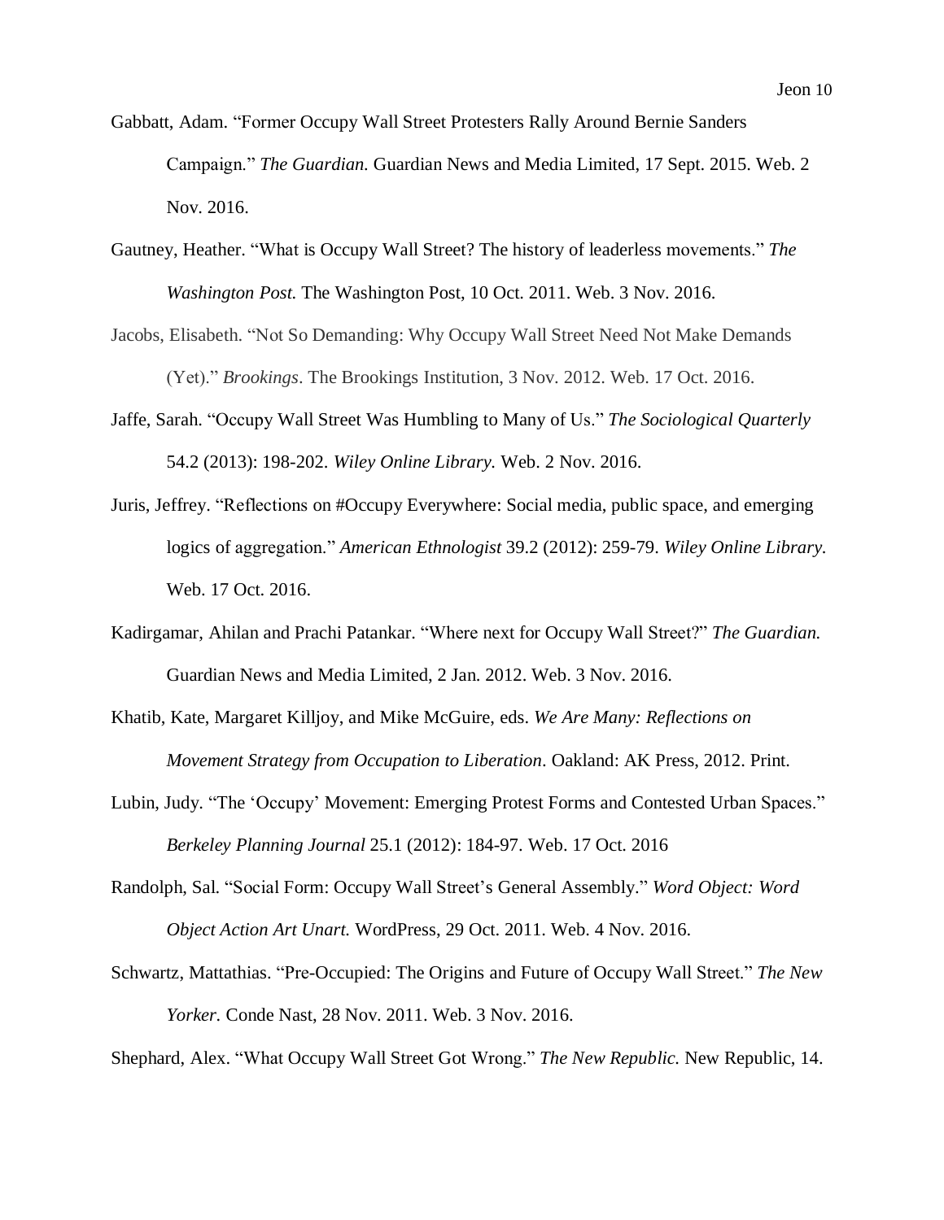Gabbatt, Adam. "Former Occupy Wall Street Protesters Rally Around Bernie Sanders Campaign." *The Guardian.* Guardian News and Media Limited, 17 Sept. 2015. Web. 2 Nov. 2016.

Gautney, Heather. "What is Occupy Wall Street? The history of leaderless movements." *The Washington Post.* The Washington Post, 10 Oct. 2011. Web. 3 Nov. 2016.

Jacobs, Elisabeth. "Not So Demanding: Why Occupy Wall Street Need Not Make Demands (Yet)." *Brookings*. The Brookings Institution, 3 Nov. 2012. Web. 17 Oct. 2016.

Jaffe, Sarah. "Occupy Wall Street Was Humbling to Many of Us." *The Sociological Quarterly* 54.2 (2013): 198-202. *Wiley Online Library.* Web. 2 Nov. 2016.

Juris, Jeffrey. "Reflections on #Occupy Everywhere: Social media, public space, and emerging logics of aggregation." *American Ethnologist* 39.2 (2012): 259-79. *Wiley Online Library.* Web. 17 Oct. 2016.

Kadirgamar, Ahilan and Prachi Patankar. "Where next for Occupy Wall Street?" *The Guardian.* Guardian News and Media Limited, 2 Jan. 2012. Web. 3 Nov. 2016.

Khatib, Kate, Margaret Killjoy, and Mike McGuire, eds. *We Are Many: Reflections on Movement Strategy from Occupation to Liberation*. Oakland: AK Press, 2012. Print.

Lubin, Judy. "The 'Occupy' Movement: Emerging Protest Forms and Contested Urban Spaces." *Berkeley Planning Journal* 25.1 (2012): 184-97. Web. 17 Oct. 2016

Randolph, Sal. "Social Form: Occupy Wall Street's General Assembly." *Word Object: Word Object Action Art Unart.* WordPress, 29 Oct. 2011. Web. 4 Nov. 2016.

Schwartz, Mattathias. "Pre-Occupied: The Origins and Future of Occupy Wall Street." *The New Yorker.* Conde Nast, 28 Nov. 2011. Web. 3 Nov. 2016.

Shephard, Alex. "What Occupy Wall Street Got Wrong." *The New Republic.* New Republic, 14.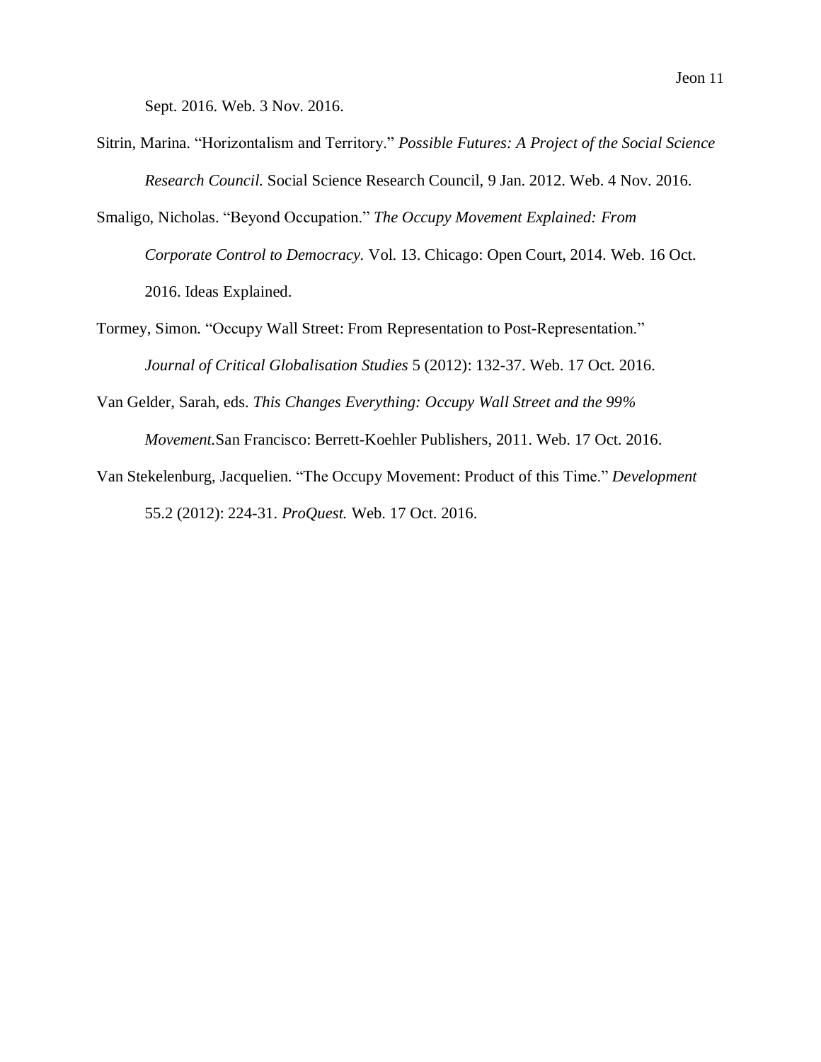Sept. 2016. Web. 3 Nov. 2016.

Sitrin, Marina. "Horizontalism and Territory." *Possible Futures: A Project of the Social Science Research Council.* Social Science Research Council, 9 Jan. 2012. Web. 4 Nov. 2016.

Smaligo, Nicholas. "Beyond Occupation." *The Occupy Movement Explained: From Corporate Control to Democracy.* Vol. 13. Chicago: Open Court, 2014. Web. 16 Oct. 2016. Ideas Explained.

Tormey, Simon. "Occupy Wall Street: From Representation to Post-Representation." *Journal of Critical Globalisation Studies* 5 (2012): 132-37. Web. 17 Oct. 2016.

Van Gelder, Sarah, eds. *This Changes Everything: Occupy Wall Street and the 99% Movement.*San Francisco: Berrett-Koehler Publishers, 2011. Web. 17 Oct. 2016.

Van Stekelenburg, Jacquelien. "The Occupy Movement: Product of this Time." *Development* 55.2 (2012): 224-31. *ProQuest.* Web. 17 Oct. 2016.